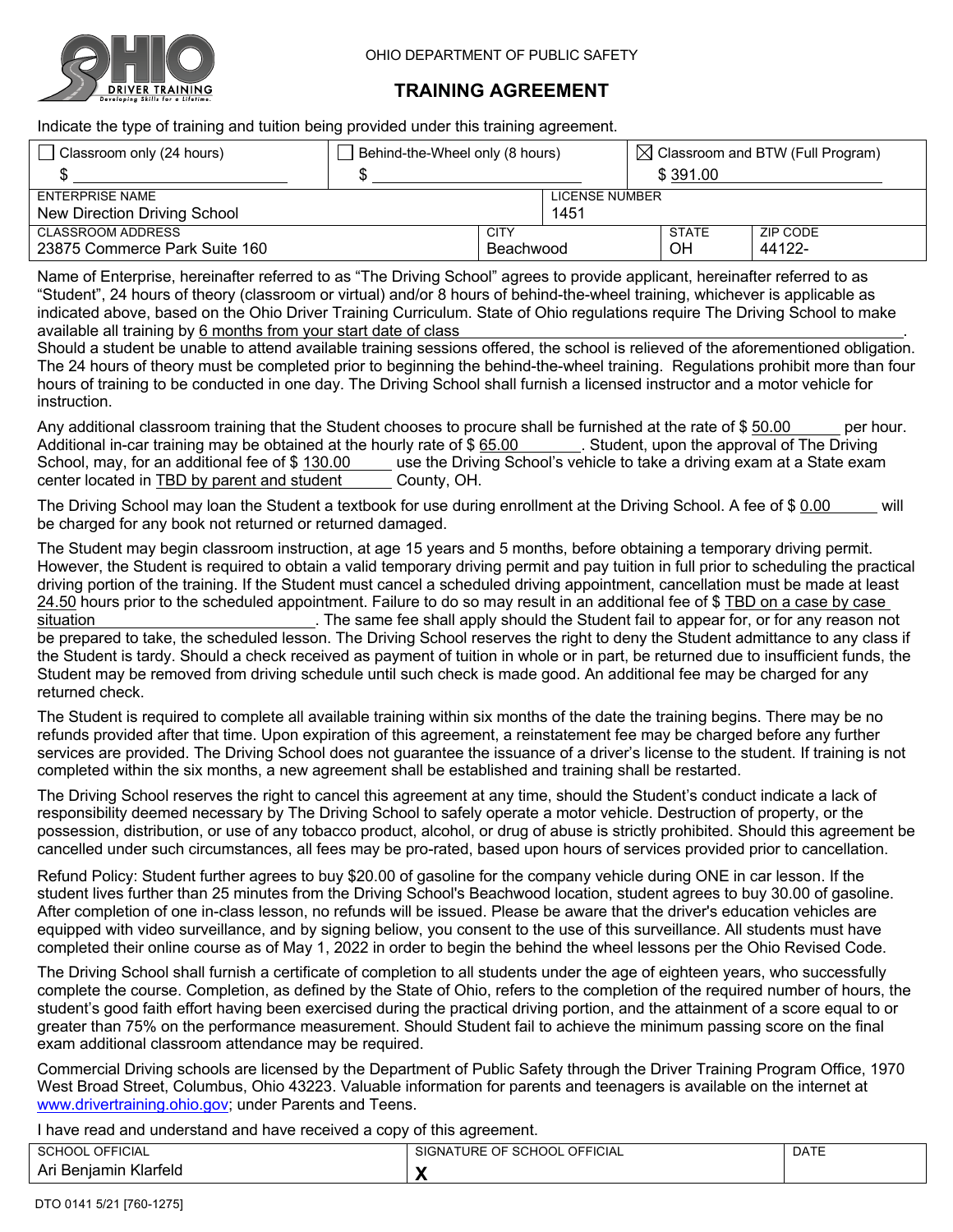OHIO DEPARTMENT OF PUBLIC SAFETY

# TRAINING AGREEMENT

Indicate the type of training and tuition being provided under this training agreement.

| ☐ Classroom only (24 hours) | ☐ Behind-the-Wheel only (8 hours) | ☒ Classroom and BTW (Full Program) |
|---|---|---|
| $ | $ | $ 391.00 |

| ENTERPRISE NAME | | LICENSE NUMBER | |
|---|---|---|---|
| New Direction Driving School | | 1451 | |
| **CLASSROOM ADDRESS** | **CITY** | **STATE** | **ZIP CODE** |
| 23875 Commerce Park Suite 160 | Beachwood | OH | 44122- |

Name of Enterprise, hereinafter referred to as "The Driving School" agrees to provide applicant, hereinafter referred to as "Student", 24 hours of theory (classroom or virtual) and/or 8 hours of behind-the-wheel training, whichever is applicable as indicated above, based on the Ohio Driver Training Curriculum. State of Ohio regulations require The Driving School to make available all training by 6 months from your start date of class.
Should a student be unable to attend available training sessions offered, the school is relieved of the aforementioned obligation. The 24 hours of theory must be completed prior to beginning the behind-the-wheel training. Regulations prohibit more than four hours of training to be conducted in one day. The Driving School shall furnish a licensed instructor and a motor vehicle for instruction.

Any additional classroom training that the Student chooses to procure shall be furnished at the rate of $ 50.00 per hour. Additional in-car training may be obtained at the hourly rate of $ 65.00. Student, upon the approval of The Driving School, may, for an additional fee of $ 130.00 use the Driving School's vehicle to take a driving exam at a State exam center located in TBD by parent and student County, OH.

The Driving School may loan the Student a textbook for use during enrollment at the Driving School. A fee of $ 0.00 will be charged for any book not returned or returned damaged.

The Student may begin classroom instruction, at age 15 years and 5 months, before obtaining a temporary driving permit. However, the Student is required to obtain a valid temporary driving permit and pay tuition in full prior to scheduling the practical driving portion of the training. If the Student must cancel a scheduled driving appointment, cancellation must be made at least 24.50 hours prior to the scheduled appointment. Failure to do so may result in an additional fee of $ TBD on a case by case situation. The same fee shall apply should the Student fail to appear for, or for any reason not be prepared to take, the scheduled lesson. The Driving School reserves the right to deny the Student admittance to any class if the Student is tardy. Should a check received as payment of tuition in whole or in part, be returned due to insufficient funds, the Student may be removed from driving schedule until such check is made good. An additional fee may be charged for any returned check.

The Student is required to complete all available training within six months of the date the training begins. There may be no refunds provided after that time. Upon expiration of this agreement, a reinstatement fee may be charged before any further services are provided. The Driving School does not guarantee the issuance of a driver's license to the student. If training is not completed within the six months, a new agreement shall be established and training shall be restarted.

The Driving School reserves the right to cancel this agreement at any time, should the Student's conduct indicate a lack of responsibility deemed necessary by The Driving School to safely operate a motor vehicle. Destruction of property, or the possession, distribution, or use of any tobacco product, alcohol, or drug of abuse is strictly prohibited. Should this agreement be cancelled under such circumstances, all fees may be pro-rated, based upon hours of services provided prior to cancellation.

Refund Policy: Student further agrees to buy $20.00 of gasoline for the company vehicle during ONE in car lesson. If the student lives further than 25 minutes from the Driving School's Beachwood location, student agrees to buy 30.00 of gasoline. After completion of one in-class lesson, no refunds will be issued. Please be aware that the driver's education vehicles are equipped with video surveillance, and by signing below, you consent to the use of this surveillance. All students must have completed their online course as of May 1, 2022 in order to begin the behind the wheel lessons per the Ohio Revised Code.

The Driving School shall furnish a certificate of completion to all students under the age of eighteen years, who successfully complete the course. Completion, as defined by the State of Ohio, refers to the completion of the required number of hours, the student's good faith effort having been exercised during the practical driving portion, and the attainment of a score equal to or greater than 75% on the performance measurement. Should Student fail to achieve the minimum passing score on the final exam additional classroom attendance may be required.

Commercial Driving schools are licensed by the Department of Public Safety through the Driver Training Program Office, 1970 West Broad Street, Columbus, Ohio 43223. Valuable information for parents and teenagers is available on the internet at www.drivertraining.ohio.gov; under Parents and Teens.

I have read and understand and have received a copy of this agreement.

| SCHOOL OFFICIAL | SIGNATURE OF SCHOOL OFFICIAL | DATE |
|---|---|---|
| Ari Benjamin Klarfeld | X | |

DTO 0141 5/21 [760-1275]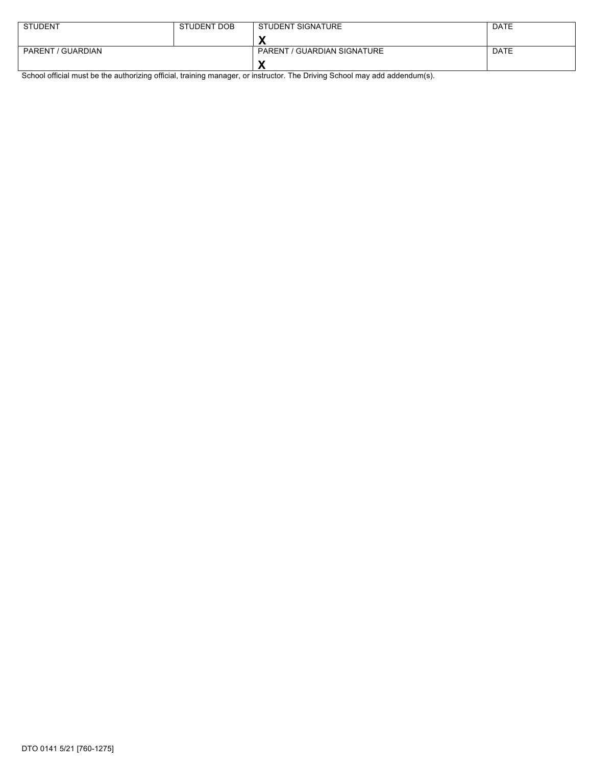| | | | |
|---|---|---|---|
| STUDENT | STUDENT DOB | STUDENT SIGNATURE<br>**X** | DATE |
| PARENT / GUARDIAN | | PARENT / GUARDIAN SIGNATURE<br>**X** | DATE |

School official must be the authorizing official, training manager, or instructor. The Driving School may add addendum(s).

DTO 0141 5/21 [760-1275]